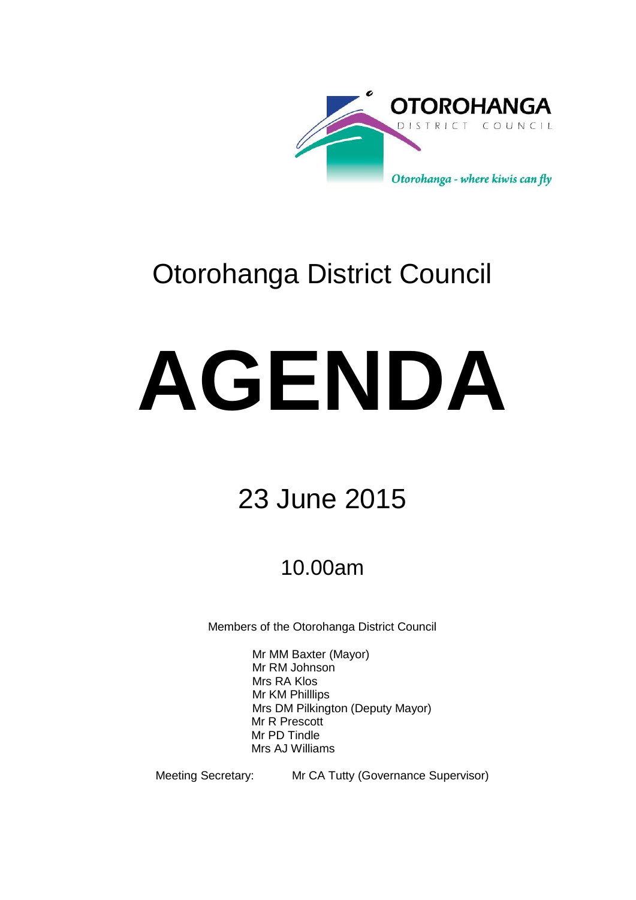OTOROHANGA DISTRICT COUNCIL

*Otorohanga - where kiwis can fly*

# Otorohanga District Council

# AGENDA

## 23 June 2015

### 10.00am

Members of the Otorohanga District Council

Mr MM Baxter (Mayor)
Mr RM Johnson
Mrs RA Klos
Mr KM Philllips
Mrs DM Pilkington (Deputy Mayor)
Mr R Prescott
Mr PD Tindle
Mrs AJ Williams

Meeting Secretary: Mr CA Tutty (Governance Supervisor)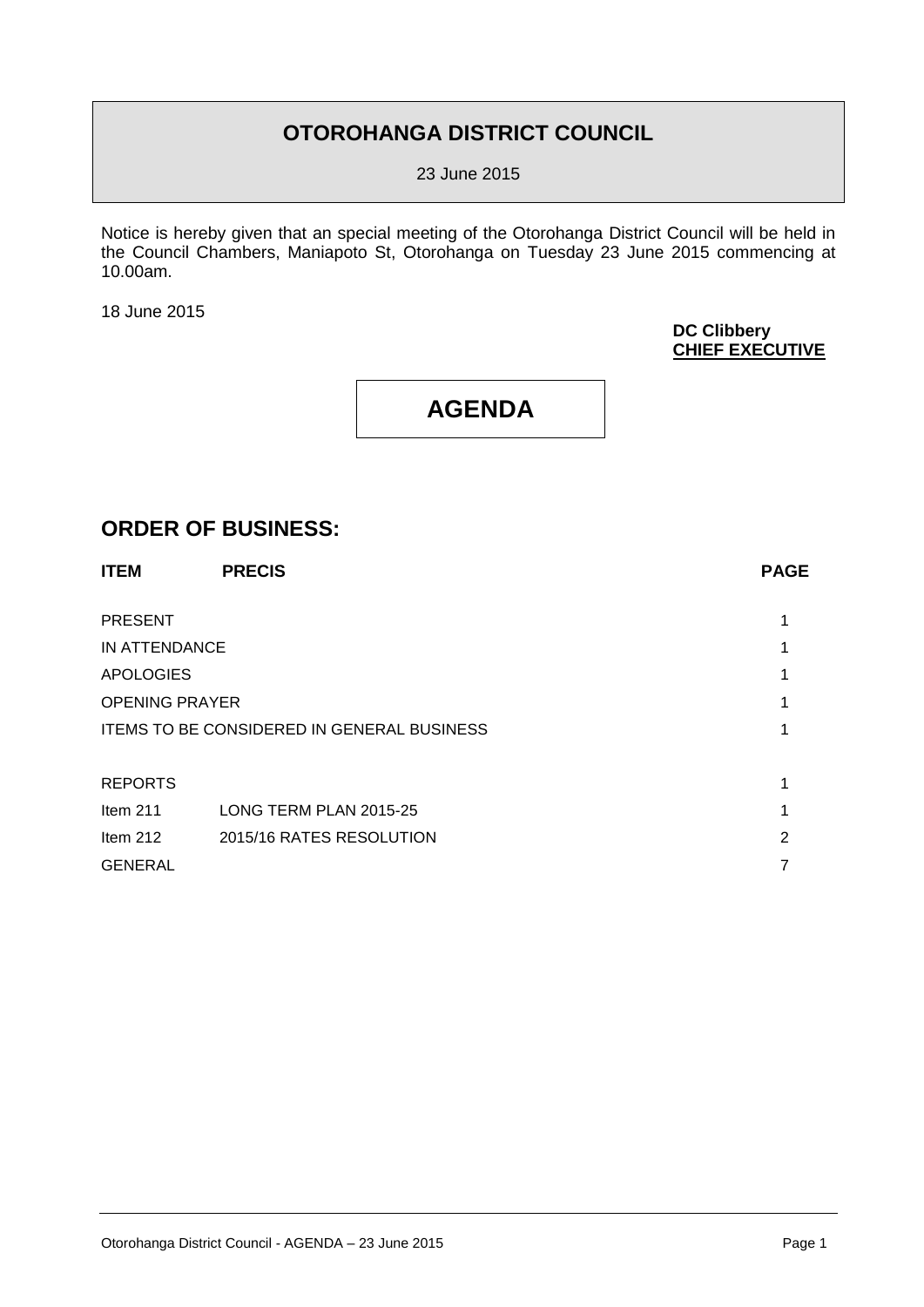# OTOROHANGA DISTRICT COUNCIL

23 June 2015

Notice is hereby given that an special meeting of the Otorohanga District Council will be held in the Council Chambers, Maniapoto St, Otorohanga on Tuesday 23 June 2015 commencing at 10.00am.

18 June 2015

**DC Clibbery**
**CHIEF EXECUTIVE**

# AGENDA

## ORDER OF BUSINESS:

| ITEM | PRECIS | PAGE |
|---|---|---|
| PRESENT | | 1 |
| IN ATTENDANCE | | 1 |
| APOLOGIES | | 1 |
| OPENING PRAYER | | 1 |
| ITEMS TO BE CONSIDERED IN GENERAL BUSINESS | | 1 |
| REPORTS | | 1 |
| Item 211 | LONG TERM PLAN 2015-25 | 1 |
| Item 212 | 2015/16 RATES RESOLUTION | 2 |
| GENERAL | | 7 |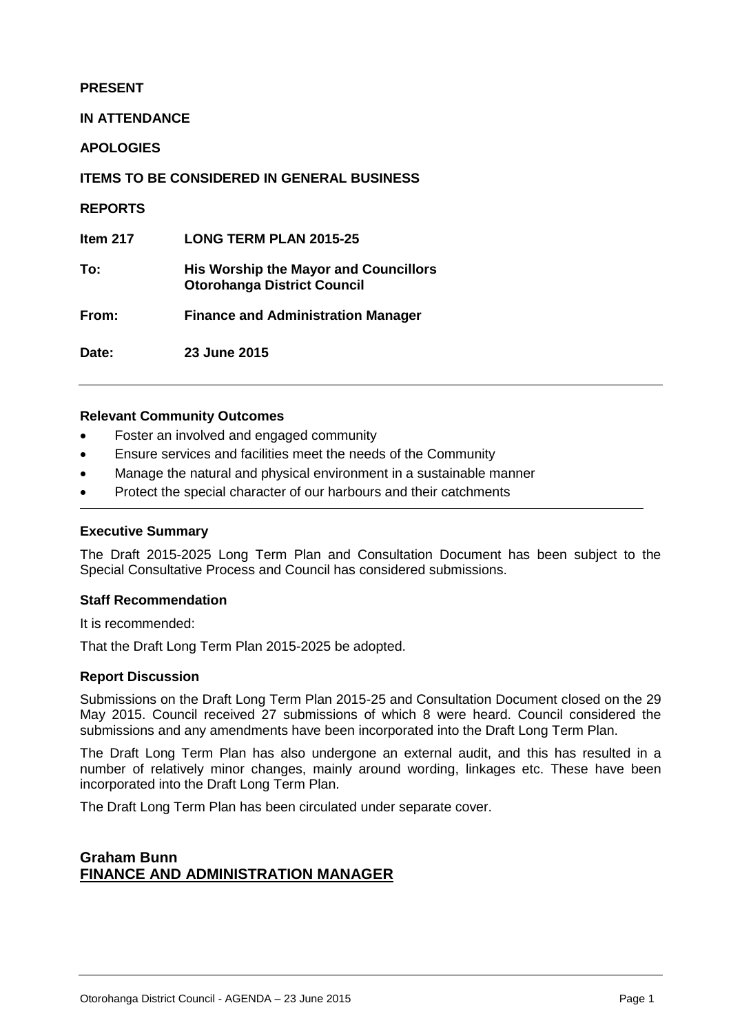**PRESENT**

**IN ATTENDANCE**

**APOLOGIES**

**ITEMS TO BE CONSIDERED IN GENERAL BUSINESS**

**REPORTS**

| | |
|---|---|
| **Item 217** | **LONG TERM PLAN 2015-25** |
| **To:** | **His Worship the Mayor and Councillors Otorohanga District Council** |
| **From:** | **Finance and Administration Manager** |
| **Date:** | **23 June 2015** |

---

**Relevant Community Outcomes**

- Foster an involved and engaged community
- Ensure services and facilities meet the needs of the Community
- Manage the natural and physical environment in a sustainable manner
- Protect the special character of our harbours and their catchments

---

**Executive Summary**

The Draft 2015-2025 Long Term Plan and Consultation Document has been subject to the Special Consultative Process and Council has considered submissions.

**Staff Recommendation**

It is recommended:

That the Draft Long Term Plan 2015-2025 be adopted.

**Report Discussion**

Submissions on the Draft Long Term Plan 2015-25 and Consultation Document closed on the 29 May 2015. Council received 27 submissions of which 8 were heard. Council considered the submissions and any amendments have been incorporated into the Draft Long Term Plan.

The Draft Long Term Plan has also undergone an external audit, and this has resulted in a number of relatively minor changes, mainly around wording, linkages etc. These have been incorporated into the Draft Long Term Plan.

The Draft Long Term Plan has been circulated under separate cover.

**Graham Bunn**
**FINANCE AND ADMINISTRATION MANAGER**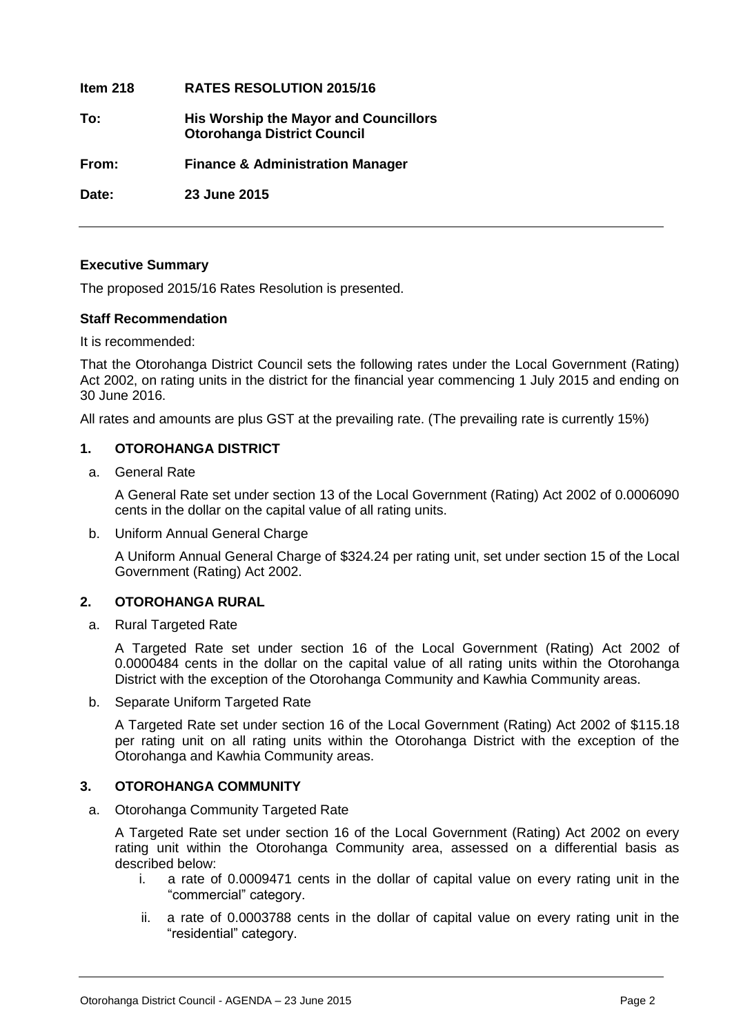**Item 218 RATES RESOLUTION 2015/16**

**To: His Worship the Mayor and Councillors**
**Otorohanga District Council**

**From: Finance & Administration Manager**

**Date: 23 June 2015**

---

**Executive Summary**

The proposed 2015/16 Rates Resolution is presented.

**Staff Recommendation**

It is recommended:

That the Otorohanga District Council sets the following rates under the Local Government (Rating) Act 2002, on rating units in the district for the financial year commencing 1 July 2015 and ending on 30 June 2016.

All rates and amounts are plus GST at the prevailing rate. (The prevailing rate is currently 15%)

**1. OTOROHANGA DISTRICT**

a. General Rate

A General Rate set under section 13 of the Local Government (Rating) Act 2002 of 0.0006090 cents in the dollar on the capital value of all rating units.

b. Uniform Annual General Charge

A Uniform Annual General Charge of $324.24 per rating unit, set under section 15 of the Local Government (Rating) Act 2002.

**2. OTOROHANGA RURAL**

a. Rural Targeted Rate

A Targeted Rate set under section 16 of the Local Government (Rating) Act 2002 of 0.0000484 cents in the dollar on the capital value of all rating units within the Otorohanga District with the exception of the Otorohanga Community and Kawhia Community areas.

b. Separate Uniform Targeted Rate

A Targeted Rate set under section 16 of the Local Government (Rating) Act 2002 of $115.18 per rating unit on all rating units within the Otorohanga District with the exception of the Otorohanga and Kawhia Community areas.

**3. OTOROHANGA COMMUNITY**

a. Otorohanga Community Targeted Rate

A Targeted Rate set under section 16 of the Local Government (Rating) Act 2002 on every rating unit within the Otorohanga Community area, assessed on a differential basis as described below:

i. a rate of 0.0009471 cents in the dollar of capital value on every rating unit in the "commercial" category.

ii. a rate of 0.0003788 cents in the dollar of capital value on every rating unit in the "residential" category.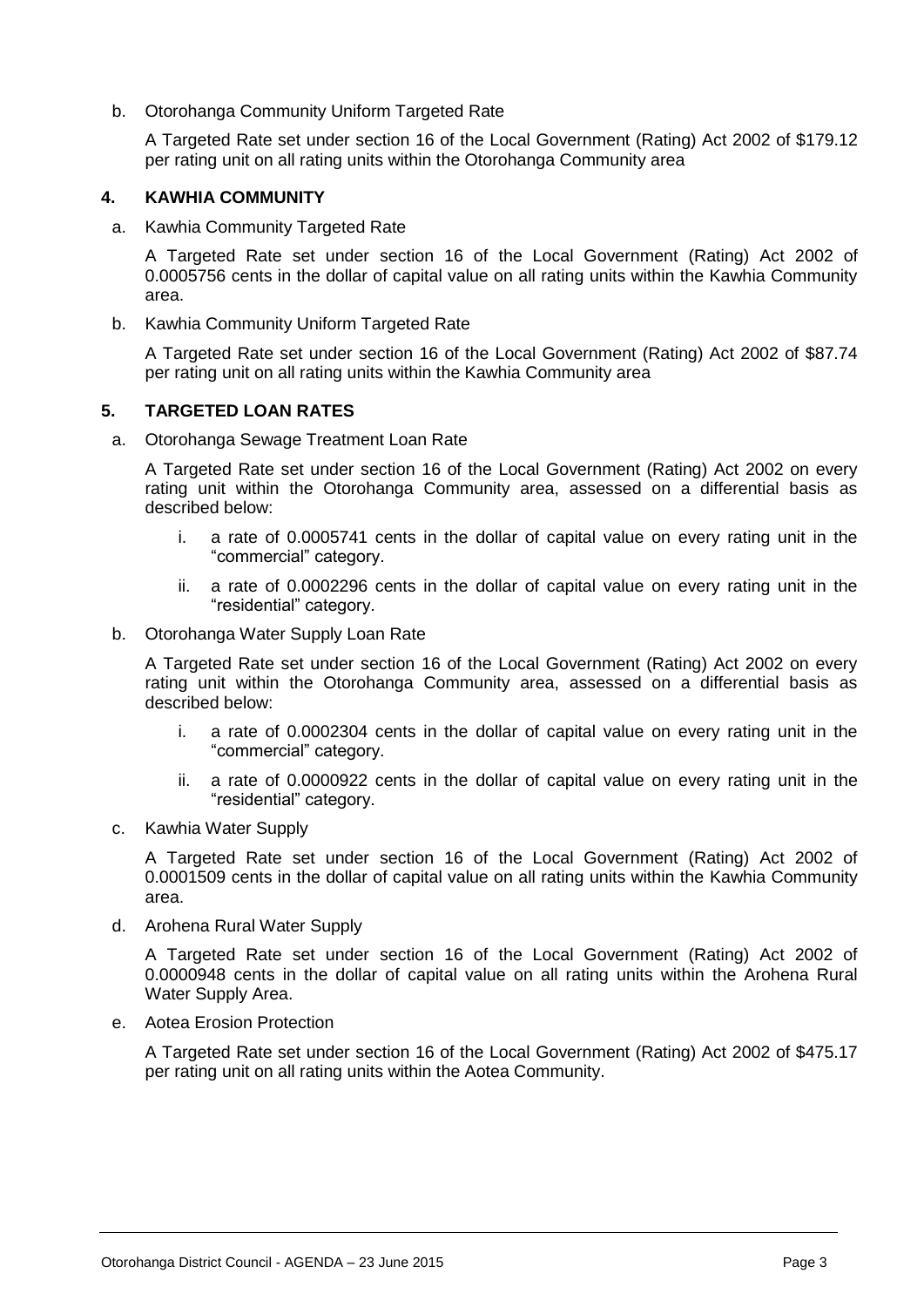b. Otorohanga Community Uniform Targeted Rate

   A Targeted Rate set under section 16 of the Local Government (Rating) Act 2002 of $179.12 per rating unit on all rating units within the Otorohanga Community area

## 4. KAWHIA COMMUNITY

a. Kawhia Community Targeted Rate

   A Targeted Rate set under section 16 of the Local Government (Rating) Act 2002 of 0.0005756 cents in the dollar of capital value on all rating units within the Kawhia Community area.

b. Kawhia Community Uniform Targeted Rate

   A Targeted Rate set under section 16 of the Local Government (Rating) Act 2002 of $87.74 per rating unit on all rating units within the Kawhia Community area

## 5. TARGETED LOAN RATES

a. Otorohanga Sewage Treatment Loan Rate

   A Targeted Rate set under section 16 of the Local Government (Rating) Act 2002 on every rating unit within the Otorohanga Community area, assessed on a differential basis as described below:

   i. a rate of 0.0005741 cents in the dollar of capital value on every rating unit in the "commercial" category.

   ii. a rate of 0.0002296 cents in the dollar of capital value on every rating unit in the "residential" category.

b. Otorohanga Water Supply Loan Rate

   A Targeted Rate set under section 16 of the Local Government (Rating) Act 2002 on every rating unit within the Otorohanga Community area, assessed on a differential basis as described below:

   i. a rate of 0.0002304 cents in the dollar of capital value on every rating unit in the "commercial" category.

   ii. a rate of 0.0000922 cents in the dollar of capital value on every rating unit in the "residential" category.

c. Kawhia Water Supply

   A Targeted Rate set under section 16 of the Local Government (Rating) Act 2002 of 0.0001509 cents in the dollar of capital value on all rating units within the Kawhia Community area.

d. Arohena Rural Water Supply

   A Targeted Rate set under section 16 of the Local Government (Rating) Act 2002 of 0.0000948 cents in the dollar of capital value on all rating units within the Arohena Rural Water Supply Area.

e. Aotea Erosion Protection

   A Targeted Rate set under section 16 of the Local Government (Rating) Act 2002 of $475.17 per rating unit on all rating units within the Aotea Community.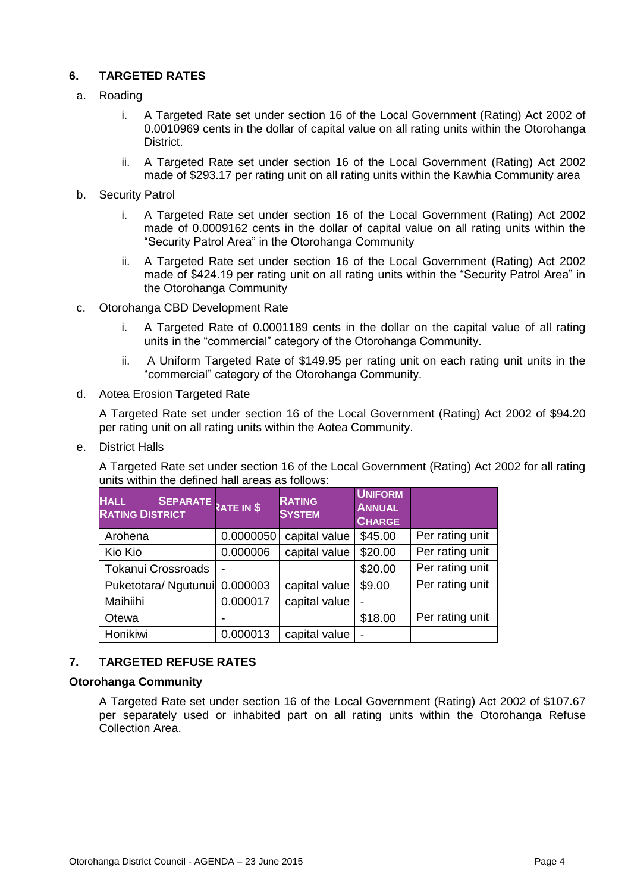## 6. TARGETED RATES

a. Roading

   i. A Targeted Rate set under section 16 of the Local Government (Rating) Act 2002 of 0.0010969 cents in the dollar of capital value on all rating units within the Otorohanga District.

   ii. A Targeted Rate set under section 16 of the Local Government (Rating) Act 2002 made of $293.17 per rating unit on all rating units within the Kawhia Community area

b. Security Patrol

   i. A Targeted Rate set under section 16 of the Local Government (Rating) Act 2002 made of 0.0009162 cents in the dollar of capital value on all rating units within the "Security Patrol Area" in the Otorohanga Community

   ii. A Targeted Rate set under section 16 of the Local Government (Rating) Act 2002 made of $424.19 per rating unit on all rating units within the "Security Patrol Area" in the Otorohanga Community

c. Otorohanga CBD Development Rate

   i. A Targeted Rate of 0.0001189 cents in the dollar on the capital value of all rating units in the "commercial" category of the Otorohanga Community.

   ii. A Uniform Targeted Rate of $149.95 per rating unit on each rating unit units in the "commercial" category of the Otorohanga Community.

d. Aotea Erosion Targeted Rate

   A Targeted Rate set under section 16 of the Local Government (Rating) Act 2002 of $94.20 per rating unit on all rating units within the Aotea Community.

e. District Halls

   A Targeted Rate set under section 16 of the Local Government (Rating) Act 2002 for all rating units within the defined hall areas as follows:

| HALL SEPARATE RATING DISTRICT | RATE IN $ | RATING SYSTEM | UNIFORM ANNUAL CHARGE | |
|---|---|---|---|---|
| Arohena | 0.0000050 | capital value | $45.00 | Per rating unit |
| Kio Kio | 0.000006 | capital value | $20.00 | Per rating unit |
| Tokanui Crossroads | - | | $20.00 | Per rating unit |
| Puketotara/ Ngutunui | 0.000003 | capital value | $9.00 | Per rating unit |
| Maihiihi | 0.000017 | capital value | - | |
| Otewa | - | | $18.00 | Per rating unit |
| Honikiwi | 0.000013 | capital value | - | |

## 7. TARGETED REFUSE RATES

**Otorohanga Community**

A Targeted Rate set under section 16 of the Local Government (Rating) Act 2002 of $107.67 per separately used or inhabited part on all rating units within the Otorohanga Refuse Collection Area.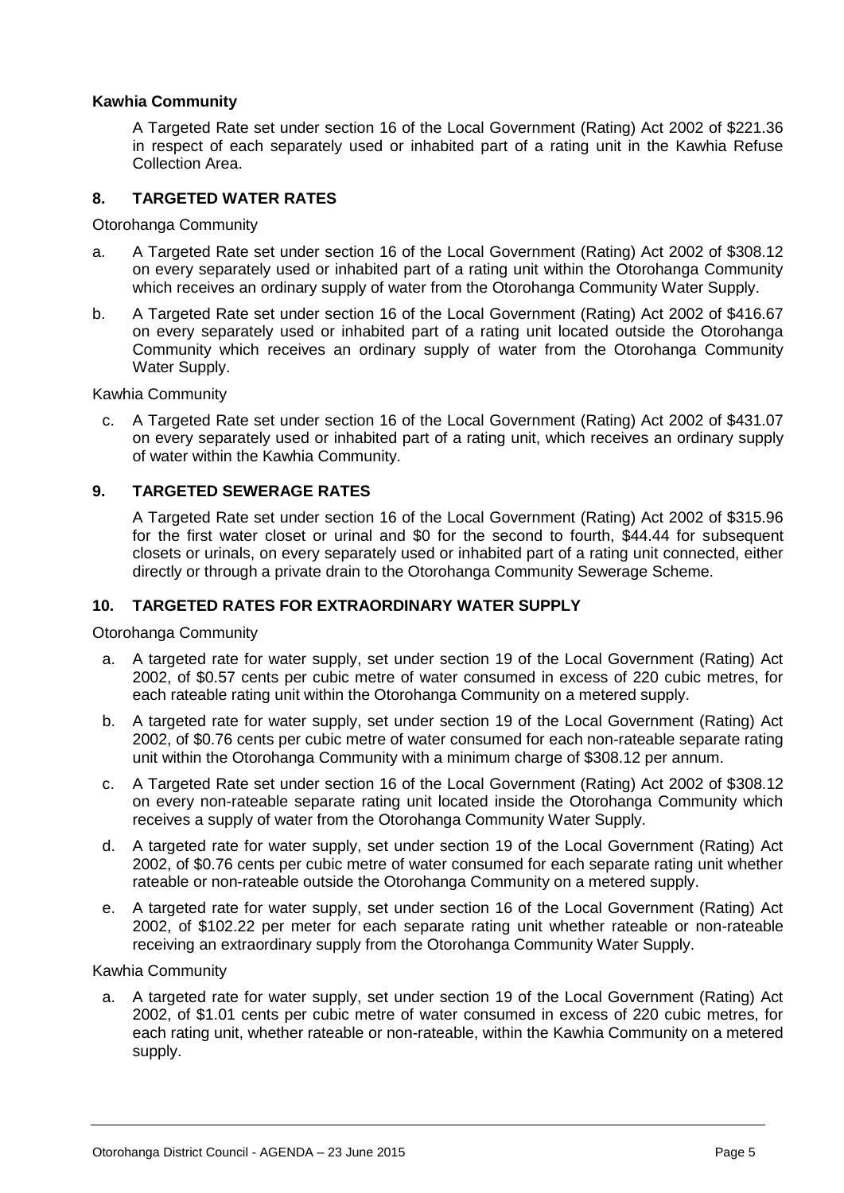**Kawhia Community**

A Targeted Rate set under section 16 of the Local Government (Rating) Act 2002 of $221.36 in respect of each separately used or inhabited part of a rating unit in the Kawhia Refuse Collection Area.

## 8. TARGETED WATER RATES

Otorohanga Community

a. A Targeted Rate set under section 16 of the Local Government (Rating) Act 2002 of $308.12 on every separately used or inhabited part of a rating unit within the Otorohanga Community which receives an ordinary supply of water from the Otorohanga Community Water Supply.

b. A Targeted Rate set under section 16 of the Local Government (Rating) Act 2002 of $416.67 on every separately used or inhabited part of a rating unit located outside the Otorohanga Community which receives an ordinary supply of water from the Otorohanga Community Water Supply.

Kawhia Community

c. A Targeted Rate set under section 16 of the Local Government (Rating) Act 2002 of $431.07 on every separately used or inhabited part of a rating unit, which receives an ordinary supply of water within the Kawhia Community.

## 9. TARGETED SEWERAGE RATES

A Targeted Rate set under section 16 of the Local Government (Rating) Act 2002 of $315.96 for the first water closet or urinal and $0 for the second to fourth, $44.44 for subsequent closets or urinals, on every separately used or inhabited part of a rating unit connected, either directly or through a private drain to the Otorohanga Community Sewerage Scheme.

## 10. TARGETED RATES FOR EXTRAORDINARY WATER SUPPLY

Otorohanga Community

a. A targeted rate for water supply, set under section 19 of the Local Government (Rating) Act 2002, of $0.57 cents per cubic metre of water consumed in excess of 220 cubic metres, for each rateable rating unit within the Otorohanga Community on a metered supply.

b. A targeted rate for water supply, set under section 19 of the Local Government (Rating) Act 2002, of $0.76 cents per cubic metre of water consumed for each non-rateable separate rating unit within the Otorohanga Community with a minimum charge of $308.12 per annum.

c. A Targeted Rate set under section 16 of the Local Government (Rating) Act 2002 of $308.12 on every non-rateable separate rating unit located inside the Otorohanga Community which receives a supply of water from the Otorohanga Community Water Supply.

d. A targeted rate for water supply, set under section 19 of the Local Government (Rating) Act 2002, of $0.76 cents per cubic metre of water consumed for each separate rating unit whether rateable or non-rateable outside the Otorohanga Community on a metered supply.

e. A targeted rate for water supply, set under section 16 of the Local Government (Rating) Act 2002, of $102.22 per meter for each separate rating unit whether rateable or non-rateable receiving an extraordinary supply from the Otorohanga Community Water Supply.

Kawhia Community

a. A targeted rate for water supply, set under section 19 of the Local Government (Rating) Act 2002, of $1.01 cents per cubic metre of water consumed in excess of 220 cubic metres, for each rating unit, whether rateable or non-rateable, within the Kawhia Community on a metered supply.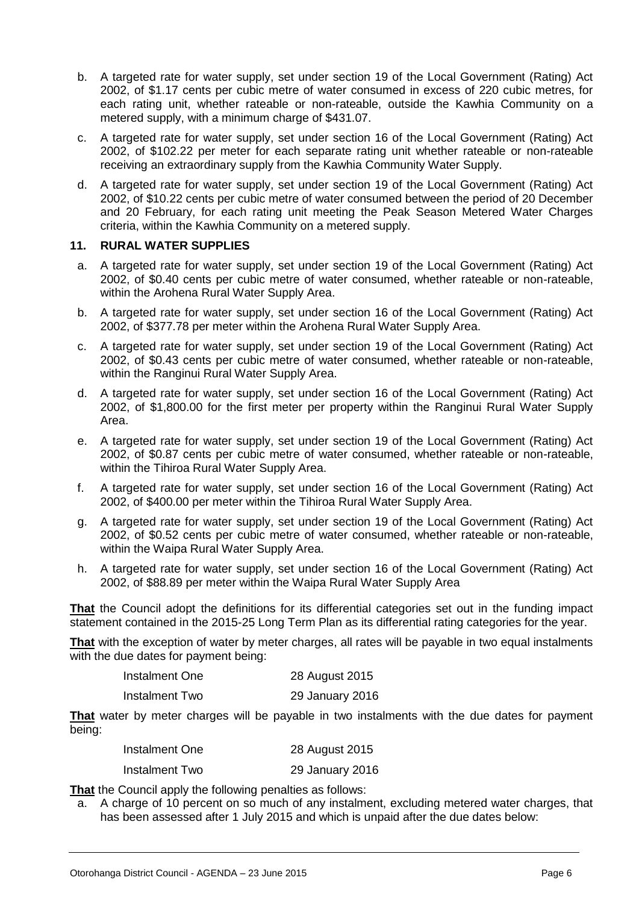b. A targeted rate for water supply, set under section 19 of the Local Government (Rating) Act 2002, of $1.17 cents per cubic metre of water consumed in excess of 220 cubic metres, for each rating unit, whether rateable or non-rateable, outside the Kawhia Community on a metered supply, with a minimum charge of $431.07.

c. A targeted rate for water supply, set under section 16 of the Local Government (Rating) Act 2002, of $102.22 per meter for each separate rating unit whether rateable or non-rateable receiving an extraordinary supply from the Kawhia Community Water Supply.

d. A targeted rate for water supply, set under section 19 of the Local Government (Rating) Act 2002, of $10.22 cents per cubic metre of water consumed between the period of 20 December and 20 February, for each rating unit meeting the Peak Season Metered Water Charges criteria, within the Kawhia Community on a metered supply.

### 11. RURAL WATER SUPPLIES

a. A targeted rate for water supply, set under section 19 of the Local Government (Rating) Act 2002, of $0.40 cents per cubic metre of water consumed, whether rateable or non-rateable, within the Arohena Rural Water Supply Area.

b. A targeted rate for water supply, set under section 16 of the Local Government (Rating) Act 2002, of $377.78 per meter within the Arohena Rural Water Supply Area.

c. A targeted rate for water supply, set under section 19 of the Local Government (Rating) Act 2002, of $0.43 cents per cubic metre of water consumed, whether rateable or non-rateable, within the Ranginui Rural Water Supply Area.

d. A targeted rate for water supply, set under section 16 of the Local Government (Rating) Act 2002, of $1,800.00 for the first meter per property within the Ranginui Rural Water Supply Area.

e. A targeted rate for water supply, set under section 19 of the Local Government (Rating) Act 2002, of $0.87 cents per cubic metre of water consumed, whether rateable or non-rateable, within the Tihiroa Rural Water Supply Area.

f. A targeted rate for water supply, set under section 16 of the Local Government (Rating) Act 2002, of $400.00 per meter within the Tihiroa Rural Water Supply Area.

g. A targeted rate for water supply, set under section 19 of the Local Government (Rating) Act 2002, of $0.52 cents per cubic metre of water consumed, whether rateable or non-rateable, within the Waipa Rural Water Supply Area.

h. A targeted rate for water supply, set under section 16 of the Local Government (Rating) Act 2002, of $88.89 per meter within the Waipa Rural Water Supply Area

**That** the Council adopt the definitions for its differential categories set out in the funding impact statement contained in the 2015-25 Long Term Plan as its differential rating categories for the year.

**That** with the exception of water by meter charges, all rates will be payable in two equal instalments with the due dates for payment being:

| | |
|---|---|
| Instalment One | 28 August 2015 |
| Instalment Two | 29 January 2016 |

**That** water by meter charges will be payable in two instalments with the due dates for payment being:

| | |
|---|---|
| Instalment One | 28 August 2015 |
| Instalment Two | 29 January 2016 |

**That** the Council apply the following penalties as follows:

a. A charge of 10 percent on so much of any instalment, excluding metered water charges, that has been assessed after 1 July 2015 and which is unpaid after the due dates below: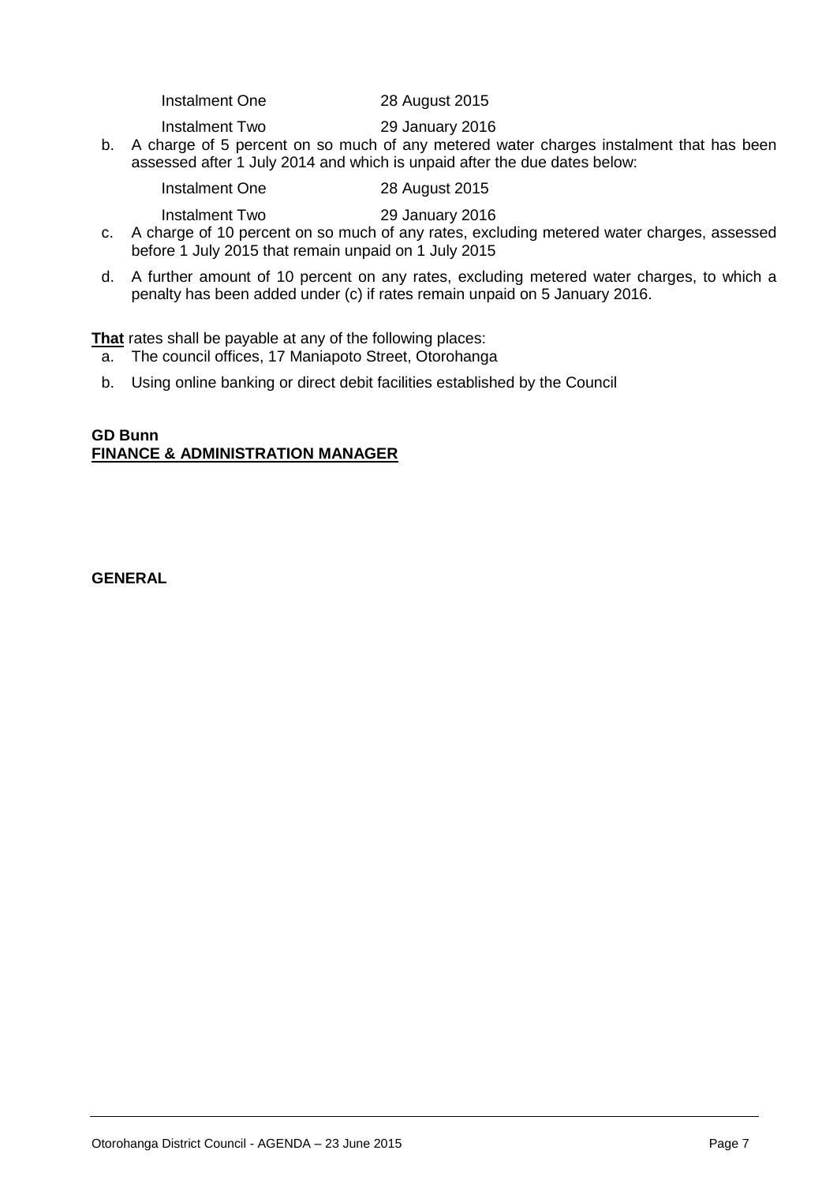| | |
|---|---|
| Instalment One | 28 August 2015 |
| Instalment Two | 29 January 2016 |

b. A charge of 5 percent on so much of any metered water charges instalment that has been assessed after 1 July 2014 and which is unpaid after the due dates below:

| | |
|---|---|
| Instalment One | 28 August 2015 |
| Instalment Two | 29 January 2016 |

c. A charge of 10 percent on so much of any rates, excluding metered water charges, assessed before 1 July 2015 that remain unpaid on 1 July 2015

d. A further amount of 10 percent on any rates, excluding metered water charges, to which a penalty has been added under (c) if rates remain unpaid on 5 January 2016.

**That** rates shall be payable at any of the following places:

a. The council offices, 17 Maniapoto Street, Otorohanga

b. Using online banking or direct debit facilities established by the Council

**GD Bunn**
**FINANCE & ADMINISTRATION MANAGER**

**GENERAL**